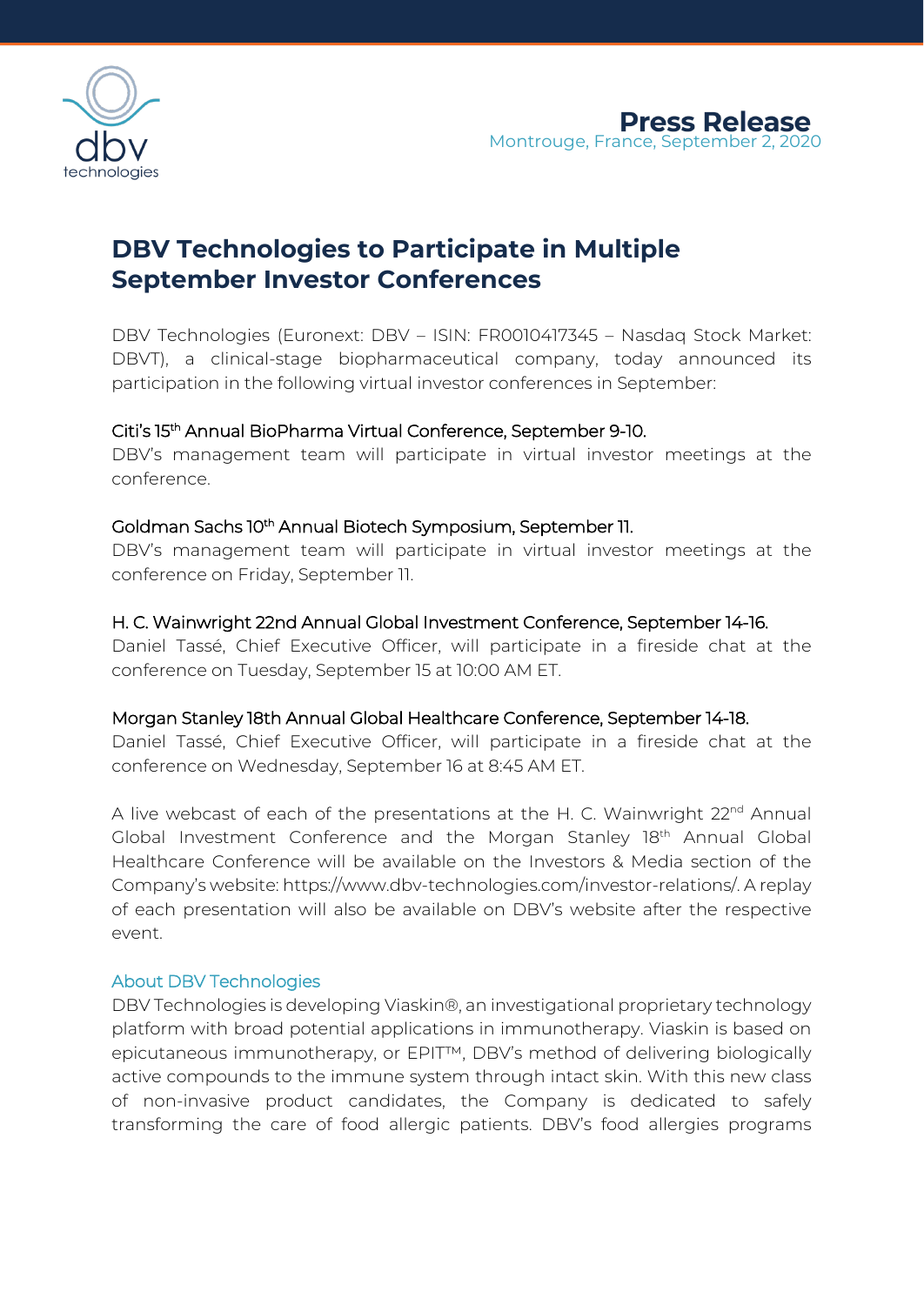**Press Release**
Montrouge, France, September 2, 2020

# DBV Technologies to Participate in Multiple September Investor Conferences

DBV Technologies (Euronext: DBV – ISIN: FR0010417345 – Nasdaq Stock Market: DBVT), a clinical-stage biopharmaceutical company, today announced its participation in the following virtual investor conferences in September:

**Citi's 15th Annual BioPharma Virtual Conference, September 9-10.**
DBV's management team will participate in virtual investor meetings at the conference.

**Goldman Sachs 10th Annual Biotech Symposium, September 11.**
DBV's management team will participate in virtual investor meetings at the conference on Friday, September 11.

**H. C. Wainwright 22nd Annual Global Investment Conference, September 14-16.**
Daniel Tassé, Chief Executive Officer, will participate in a fireside chat at the conference on Tuesday, September 15 at 10:00 AM ET.

**Morgan Stanley 18th Annual Global Healthcare Conference, September 14-18.**
Daniel Tassé, Chief Executive Officer, will participate in a fireside chat at the conference on Wednesday, September 16 at 8:45 AM ET.

A live webcast of each of the presentations at the H. C. Wainwright 22nd Annual Global Investment Conference and the Morgan Stanley 18th Annual Global Healthcare Conference will be available on the Investors & Media section of the Company's website: https://www.dbv-technologies.com/investor-relations/. A replay of each presentation will also be available on DBV's website after the respective event.

## About DBV Technologies

DBV Technologies is developing Viaskin®, an investigational proprietary technology platform with broad potential applications in immunotherapy. Viaskin is based on epicutaneous immunotherapy, or EPIT™, DBV's method of delivering biologically active compounds to the immune system through intact skin. With this new class of non-invasive product candidates, the Company is dedicated to safely transforming the care of food allergic patients. DBV's food allergies programs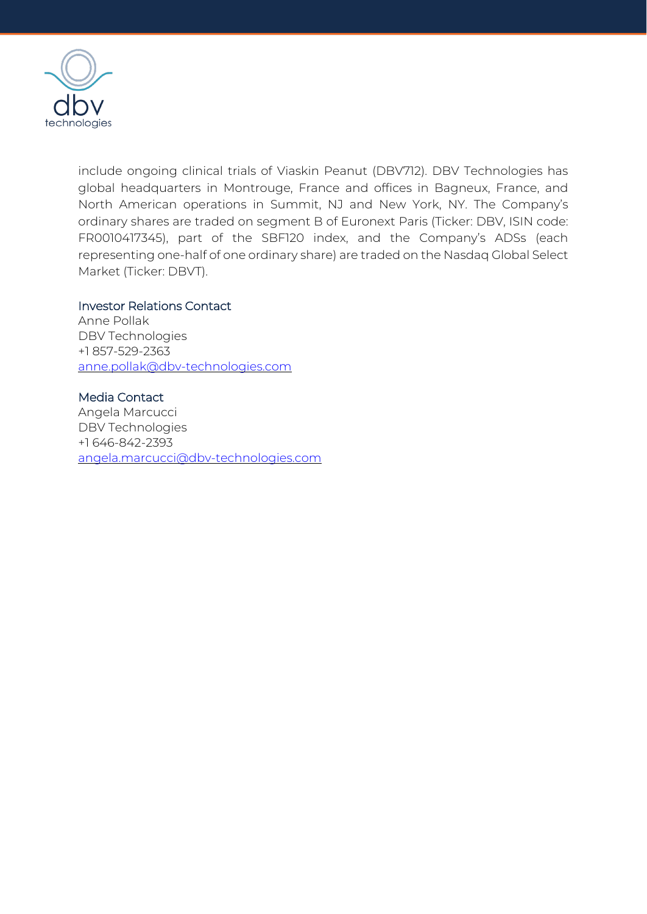include ongoing clinical trials of Viaskin Peanut (DBV712). DBV Technologies has global headquarters in Montrouge, France and offices in Bagneux, France, and North American operations in Summit, NJ and New York, NY. The Company's ordinary shares are traded on segment B of Euronext Paris (Ticker: DBV, ISIN code: FR0010417345), part of the SBF120 index, and the Company's ADSs (each representing one-half of one ordinary share) are traded on the Nasdaq Global Select Market (Ticker: DBVT).

### Investor Relations Contact

Anne Pollak
DBV Technologies
+1 857-529-2363
anne.pollak@dbv-technologies.com

### Media Contact

Angela Marcucci
DBV Technologies
+1 646-842-2393
angela.marcucci@dbv-technologies.com